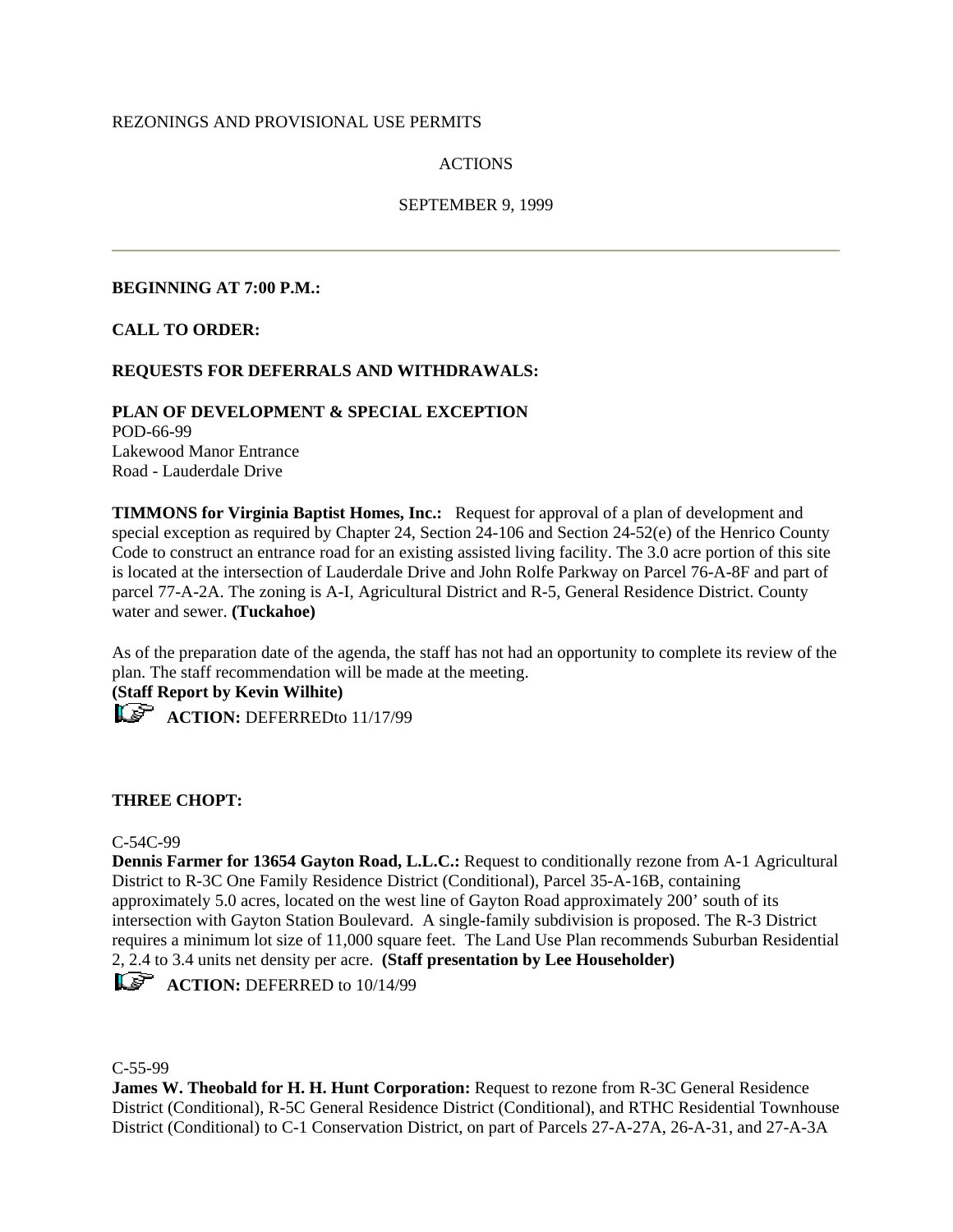REZONINGS AND PROVISIONAL USE PERMITS

ACTIONS

SEPTEMBER 9, 1999

---

**BEGINNING AT 7:00 P.M.:**

**CALL TO ORDER:**

**REQUESTS FOR DEFERRALS AND WITHDRAWALS:**

**PLAN OF DEVELOPMENT & SPECIAL EXCEPTION**
POD-66-99
Lakewood Manor Entrance
Road - Lauderdale Drive

**TIMMONS for Virginia Baptist Homes, Inc.:** Request for approval of a plan of development and special exception as required by Chapter 24, Section 24-106 and Section 24-52(e) of the Henrico County Code to construct an entrance road for an existing assisted living facility. The 3.0 acre portion of this site is located at the intersection of Lauderdale Drive and John Rolfe Parkway on Parcel 76-A-8F and part of parcel 77-A-2A. The zoning is A-I, Agricultural District and R-5, General Residence District. County water and sewer. **(Tuckahoe)**

As of the preparation date of the agenda, the staff has not had an opportunity to complete its review of the plan. The staff recommendation will be made at the meeting.
**(Staff Report by Kevin Wilhite)**
**ACTION:** DEFERREDto 11/17/99

**THREE CHOPT:**

C-54C-99
**Dennis Farmer for 13654 Gayton Road, L.L.C.:** Request to conditionally rezone from A-1 Agricultural District to R-3C One Family Residence District (Conditional), Parcel 35-A-16B, containing approximately 5.0 acres, located on the west line of Gayton Road approximately 200' south of its intersection with Gayton Station Boulevard. A single-family subdivision is proposed. The R-3 District requires a minimum lot size of 11,000 square feet. The Land Use Plan recommends Suburban Residential 2, 2.4 to 3.4 units net density per acre. **(Staff presentation by Lee Householder)**
**ACTION:** DEFERRED to 10/14/99

C-55-99
**James W. Theobald for H. H. Hunt Corporation:** Request to rezone from R-3C General Residence District (Conditional), R-5C General Residence District (Conditional), and RTHC Residential Townhouse District (Conditional) to C-1 Conservation District, on part of Parcels 27-A-27A, 26-A-31, and 27-A-3A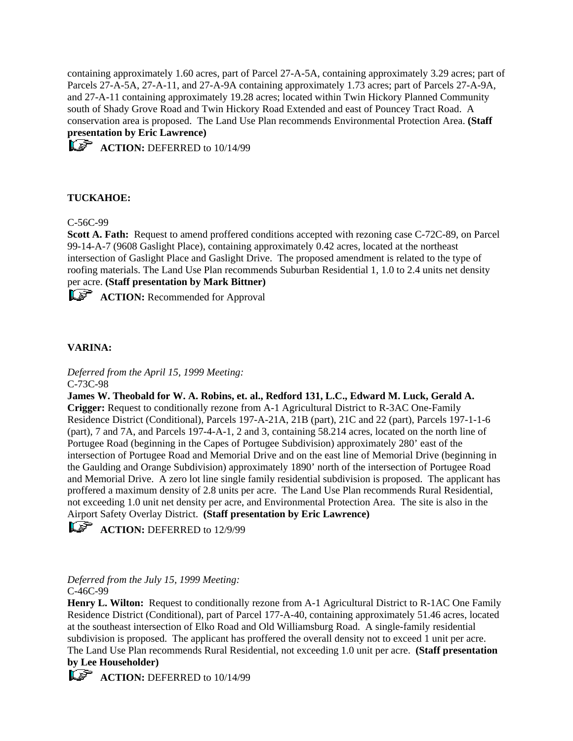containing approximately 1.60 acres, part of Parcel 27-A-5A, containing approximately 3.29 acres; part of Parcels 27-A-5A, 27-A-11, and 27-A-9A containing approximately 1.73 acres; part of Parcels 27-A-9A, and 27-A-11 containing approximately 19.28 acres; located within Twin Hickory Planned Community south of Shady Grove Road and Twin Hickory Road Extended and east of Pouncey Tract Road. A conservation area is proposed. The Land Use Plan recommends Environmental Protection Area. **(Staff presentation by Eric Lawrence)**

**ACTION:** DEFERRED to 10/14/99

**TUCKAHOE:**

C-56C-99

**Scott A. Fath:** Request to amend proffered conditions accepted with rezoning case C-72C-89, on Parcel 99-14-A-7 (9608 Gaslight Place), containing approximately 0.42 acres, located at the northeast intersection of Gaslight Place and Gaslight Drive. The proposed amendment is related to the type of roofing materials. The Land Use Plan recommends Suburban Residential 1, 1.0 to 2.4 units net density per acre. **(Staff presentation by Mark Bittner)**

**ACTION:** Recommended for Approval

**VARINA:**

*Deferred from the April 15, 1999 Meeting:*

C-73C-98

**James W. Theobald for W. A. Robins, et. al., Redford 131, L.C., Edward M. Luck, Gerald A. Crigger:** Request to conditionally rezone from A-1 Agricultural District to R-3AC One-Family Residence District (Conditional), Parcels 197-A-21A, 21B (part), 21C and 22 (part), Parcels 197-1-1-6 (part), 7 and 7A, and Parcels 197-4-A-1, 2 and 3, containing 58.214 acres, located on the north line of Portugee Road (beginning in the Capes of Portugee Subdivision) approximately 280' east of the intersection of Portugee Road and Memorial Drive and on the east line of Memorial Drive (beginning in the Gaulding and Orange Subdivision) approximately 1890' north of the intersection of Portugee Road and Memorial Drive. A zero lot line single family residential subdivision is proposed. The applicant has proffered a maximum density of 2.8 units per acre. The Land Use Plan recommends Rural Residential, not exceeding 1.0 unit net density per acre, and Environmental Protection Area. The site is also in the Airport Safety Overlay District. **(Staff presentation by Eric Lawrence)**

**ACTION:** DEFERRED to 12/9/99

*Deferred from the July 15, 1999 Meeting:*

C-46C-99

**Henry L. Wilton:** Request to conditionally rezone from A-1 Agricultural District to R-1AC One Family Residence District (Conditional), part of Parcel 177-A-40, containing approximately 51.46 acres, located at the southeast intersection of Elko Road and Old Williamsburg Road. A single-family residential subdivision is proposed. The applicant has proffered the overall density not to exceed 1 unit per acre. The Land Use Plan recommends Rural Residential, not exceeding 1.0 unit per acre. **(Staff presentation by Lee Householder)**

**ACTION:** DEFERRED to 10/14/99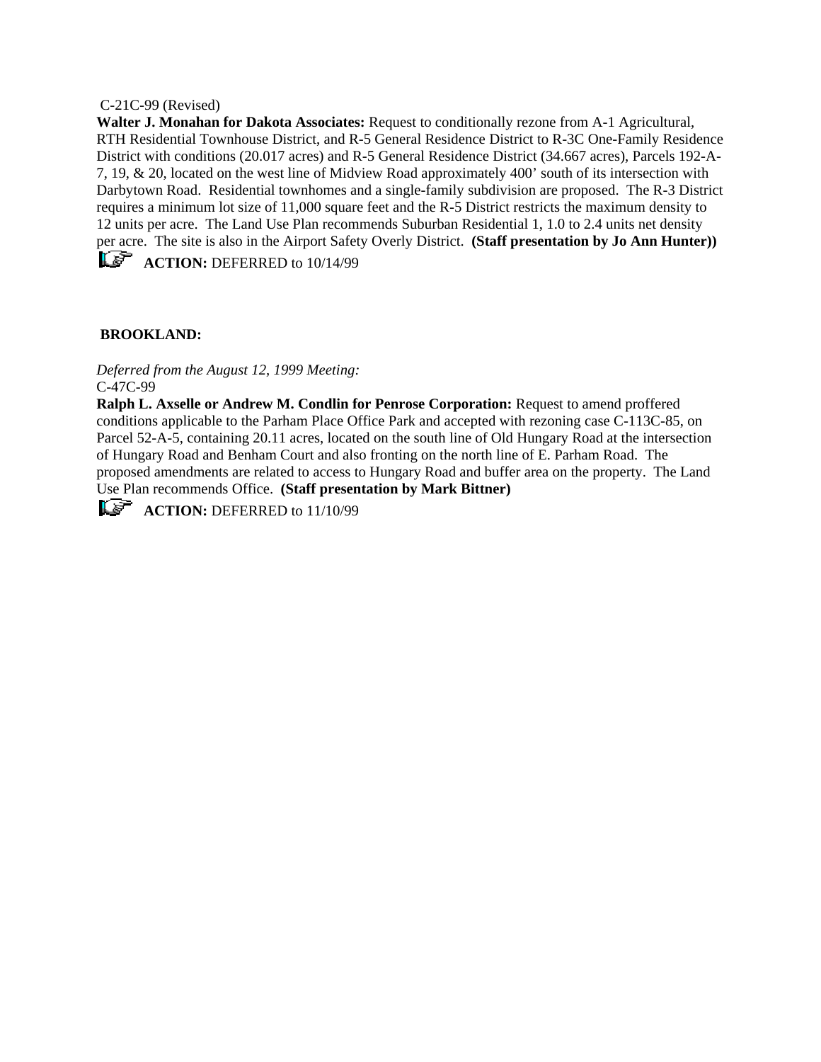C-21C-99 (Revised)
**Walter J. Monahan for Dakota Associates:** Request to conditionally rezone from A-1 Agricultural, RTH Residential Townhouse District, and R-5 General Residence District to R-3C One-Family Residence District with conditions (20.017 acres) and R-5 General Residence District (34.667 acres), Parcels 192-A-7, 19, & 20, located on the west line of Midview Road approximately 400' south of its intersection with Darbytown Road. Residential townhomes and a single-family subdivision are proposed. The R-3 District requires a minimum lot size of 11,000 square feet and the R-5 District restricts the maximum density to 12 units per acre. The Land Use Plan recommends Suburban Residential 1, 1.0 to 2.4 units net density per acre. The site is also in the Airport Safety Overly District. **(Staff presentation by Jo Ann Hunter))**

☞ **ACTION:** DEFERRED to 10/14/99

**BROOKLAND:**

*Deferred from the August 12, 1999 Meeting:*
C-47C-99
**Ralph L. Axselle or Andrew M. Condlin for Penrose Corporation:** Request to amend proffered conditions applicable to the Parham Place Office Park and accepted with rezoning case C-113C-85, on Parcel 52-A-5, containing 20.11 acres, located on the south line of Old Hungary Road at the intersection of Hungary Road and Benham Court and also fronting on the north line of E. Parham Road. The proposed amendments are related to access to Hungary Road and buffer area on the property. The Land Use Plan recommends Office. **(Staff presentation by Mark Bittner)**

☞ **ACTION:** DEFERRED to 11/10/99